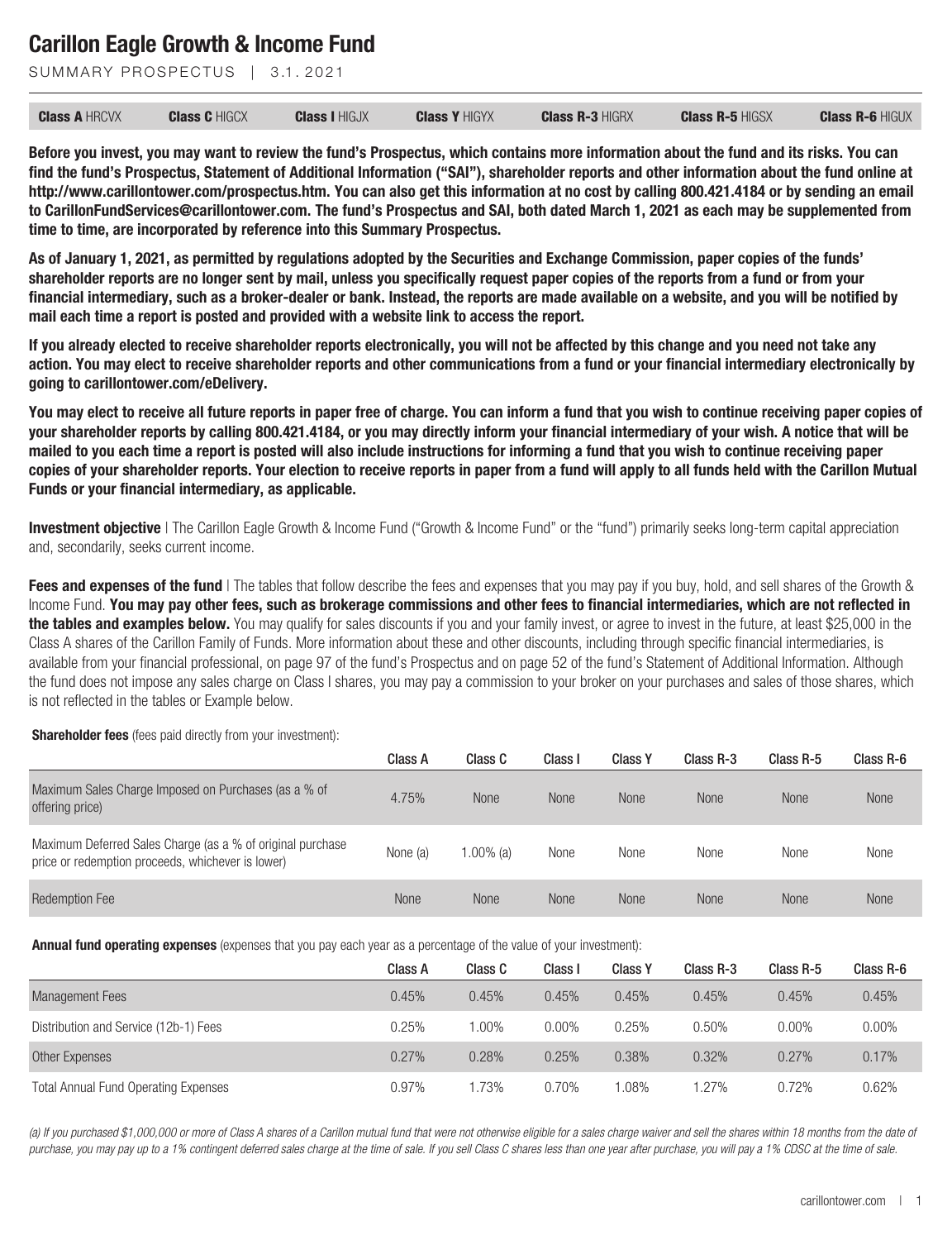# Carillon Eagle Growth & Income Fund

SUMMARY PROSPECTUS | 3.1.2021

| **Class A** HRCVX | **Class C** HIGCX | **Class I** HIGJX | **Class Y** HIGYX | **Class R-3** HIGRX | **Class R-5** HIGSX | **Class R-6** HIGUX |
|---|---|---|---|---|---|---|

**Before you invest, you may want to review the fund's Prospectus, which contains more information about the fund and its risks. You can find the fund's Prospectus, Statement of Additional Information ("SAI"), shareholder reports and other information about the fund online at http://www.carillontower.com/prospectus.htm. You can also get this information at no cost by calling 800.421.4184 or by sending an email to CarillonFundServices@carillontower.com. The fund's Prospectus and SAI, both dated March 1, 2021 as each may be supplemented from time to time, are incorporated by reference into this Summary Prospectus.**

**As of January 1, 2021, as permitted by regulations adopted by the Securities and Exchange Commission, paper copies of the funds' shareholder reports are no longer sent by mail, unless you specifically request paper copies of the reports from a fund or from your financial intermediary, such as a broker-dealer or bank. Instead, the reports are made available on a website, and you will be notified by mail each time a report is posted and provided with a website link to access the report.**

**If you already elected to receive shareholder reports electronically, you will not be affected by this change and you need not take any action. You may elect to receive shareholder reports and other communications from a fund or your financial intermediary electronically by going to carillontower.com/eDelivery.**

**You may elect to receive all future reports in paper free of charge. You can inform a fund that you wish to continue receiving paper copies of your shareholder reports by calling 800.421.4184, or you may directly inform your financial intermediary of your wish. A notice that will be mailed to you each time a report is posted will also include instructions for informing a fund that you wish to continue receiving paper copies of your shareholder reports. Your election to receive reports in paper from a fund will apply to all funds held with the Carillon Mutual Funds or your financial intermediary, as applicable.**

**Investment objective** | The Carillon Eagle Growth & Income Fund ("Growth & Income Fund" or the "fund") primarily seeks long-term capital appreciation and, secondarily, seeks current income.

**Fees and expenses of the fund** | The tables that follow describe the fees and expenses that you may pay if you buy, hold, and sell shares of the Growth & Income Fund. **You may pay other fees, such as brokerage commissions and other fees to financial intermediaries, which are not reflected in the tables and examples below.** You may qualify for sales discounts if you and your family invest, or agree to invest in the future, at least $25,000 in the Class A shares of the Carillon Family of Funds. More information about these and other discounts, including through specific financial intermediaries, is available from your financial professional, on page 97 of the fund's Prospectus and on page 52 of the fund's Statement of Additional Information. Although the fund does not impose any sales charge on Class I shares, you may pay a commission to your broker on your purchases and sales of those shares, which is not reflected in the tables or Example below.

**Shareholder fees** (fees paid directly from your investment):

| | Class A | Class C | Class I | Class Y | Class R-3 | Class R-5 | Class R-6 |
|---|---|---|---|---|---|---|---|
| Maximum Sales Charge Imposed on Purchases (as a % of offering price) | 4.75% | None | None | None | None | None | None |
| Maximum Deferred Sales Charge (as a % of original purchase price or redemption proceeds, whichever is lower) | None (a) | 1.00% (a) | None | None | None | None | None |
| Redemption Fee | None | None | None | None | None | None | None |

**Annual fund operating expenses** (expenses that you pay each year as a percentage of the value of your investment):

| | Class A | Class C | Class I | Class Y | Class R-3 | Class R-5 | Class R-6 |
|---|---|---|---|---|---|---|---|
| Management Fees | 0.45% | 0.45% | 0.45% | 0.45% | 0.45% | 0.45% | 0.45% |
| Distribution and Service (12b-1) Fees | 0.25% | 1.00% | 0.00% | 0.25% | 0.50% | 0.00% | 0.00% |
| Other Expenses | 0.27% | 0.28% | 0.25% | 0.38% | 0.32% | 0.27% | 0.17% |
| Total Annual Fund Operating Expenses | 0.97% | 1.73% | 0.70% | 1.08% | 1.27% | 0.72% | 0.62% |

*(a) If you purchased $1,000,000 or more of Class A shares of a Carillon mutual fund that were not otherwise eligible for a sales charge waiver and sell the shares within 18 months from the date of purchase, you may pay up to a 1% contingent deferred sales charge at the time of sale. If you sell Class C shares less than one year after purchase, you will pay a 1% CDSC at the time of sale.*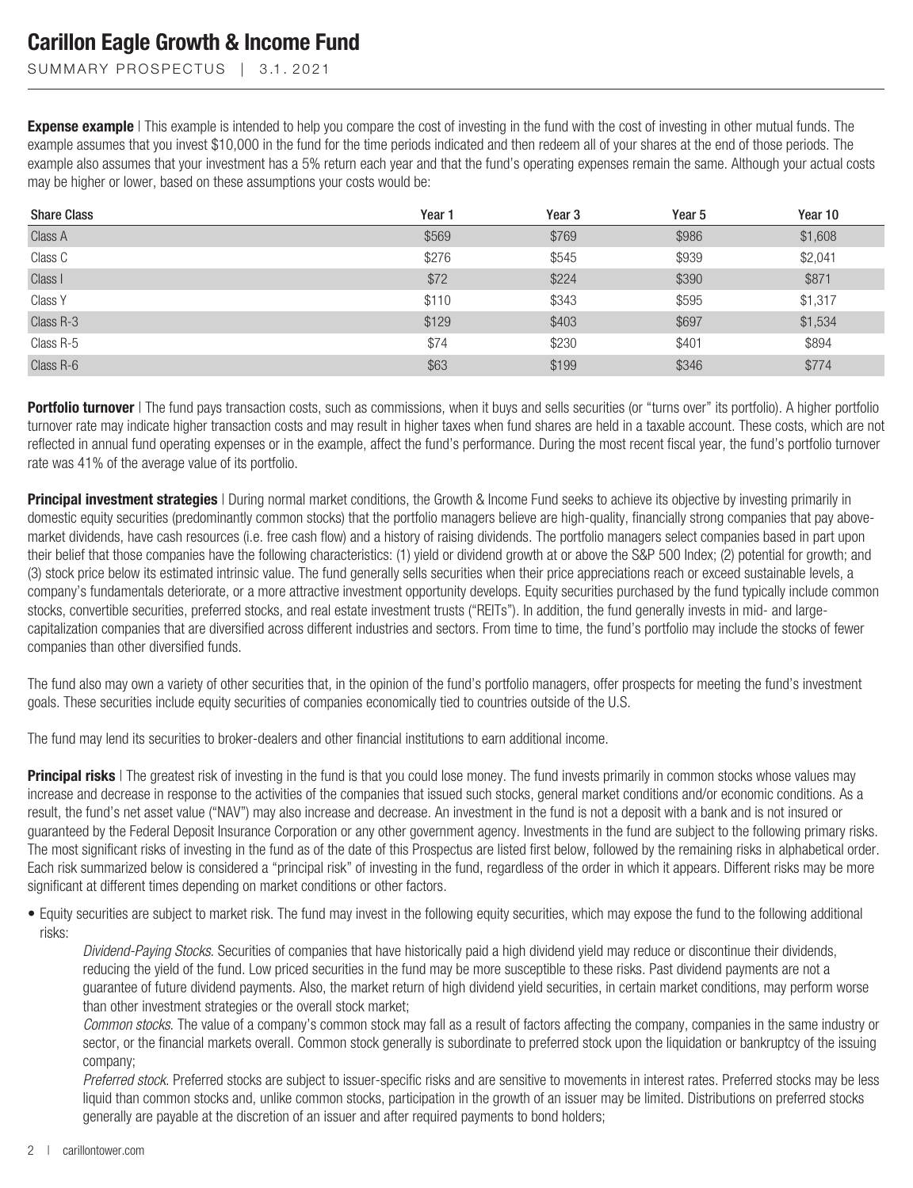**Expense example** | This example is intended to help you compare the cost of investing in the fund with the cost of investing in other mutual funds. The example assumes that you invest $10,000 in the fund for the time periods indicated and then redeem all of your shares at the end of those periods. The example also assumes that your investment has a 5% return each year and that the fund's operating expenses remain the same. Although your actual costs may be higher or lower, based on these assumptions your costs would be:

| Share Class | Year 1 | Year 3 | Year 5 | Year 10 |
|---|---|---|---|---|
| Class A | $569 | $769 | $986 | $1,608 |
| Class C | $276 | $545 | $939 | $2,041 |
| Class I | $72 | $224 | $390 | $871 |
| Class Y | $110 | $343 | $595 | $1,317 |
| Class R-3 | $129 | $403 | $697 | $1,534 |
| Class R-5 | $74 | $230 | $401 | $894 |
| Class R-6 | $63 | $199 | $346 | $774 |

**Portfolio turnover** | The fund pays transaction costs, such as commissions, when it buys and sells securities (or "turns over" its portfolio). A higher portfolio turnover rate may indicate higher transaction costs and may result in higher taxes when fund shares are held in a taxable account. These costs, which are not reflected in annual fund operating expenses or in the example, affect the fund's performance. During the most recent fiscal year, the fund's portfolio turnover rate was 41% of the average value of its portfolio.

**Principal investment strategies** | During normal market conditions, the Growth & Income Fund seeks to achieve its objective by investing primarily in domestic equity securities (predominantly common stocks) that the portfolio managers believe are high-quality, financially strong companies that pay above-market dividends, have cash resources (i.e. free cash flow) and a history of raising dividends. The portfolio managers select companies based in part upon their belief that those companies have the following characteristics: (1) yield or dividend growth at or above the S&P 500 Index; (2) potential for growth; and (3) stock price below its estimated intrinsic value. The fund generally sells securities when their price appreciations reach or exceed sustainable levels, a company's fundamentals deteriorate, or a more attractive investment opportunity develops. Equity securities purchased by the fund typically include common stocks, convertible securities, preferred stocks, and real estate investment trusts ("REITs"). In addition, the fund generally invests in mid- and large-capitalization companies that are diversified across different industries and sectors. From time to time, the fund's portfolio may include the stocks of fewer companies than other diversified funds.

The fund also may own a variety of other securities that, in the opinion of the fund's portfolio managers, offer prospects for meeting the fund's investment goals. These securities include equity securities of companies economically tied to countries outside of the U.S.

The fund may lend its securities to broker-dealers and other financial institutions to earn additional income.

**Principal risks** | The greatest risk of investing in the fund is that you could lose money. The fund invests primarily in common stocks whose values may increase and decrease in response to the activities of the companies that issued such stocks, general market conditions and/or economic conditions. As a result, the fund's net asset value ("NAV") may also increase and decrease. An investment in the fund is not a deposit with a bank and is not insured or guaranteed by the Federal Deposit Insurance Corporation or any other government agency. Investments in the fund are subject to the following primary risks. The most significant risks of investing in the fund as of the date of this Prospectus are listed first below, followed by the remaining risks in alphabetical order. Each risk summarized below is considered a "principal risk" of investing in the fund, regardless of the order in which it appears. Different risks may be more significant at different times depending on market conditions or other factors.

- Equity securities are subject to market risk. The fund may invest in the following equity securities, which may expose the fund to the following additional risks:

  *Dividend-Paying Stocks*. Securities of companies that have historically paid a high dividend yield may reduce or discontinue their dividends, reducing the yield of the fund. Low priced securities in the fund may be more susceptible to these risks. Past dividend payments are not a guarantee of future dividend payments. Also, the market return of high dividend yield securities, in certain market conditions, may perform worse than other investment strategies or the overall stock market;

  *Common stocks*. The value of a company's common stock may fall as a result of factors affecting the company, companies in the same industry or sector, or the financial markets overall. Common stock generally is subordinate to preferred stock upon the liquidation or bankruptcy of the issuing company;

  *Preferred stock*. Preferred stocks are subject to issuer-specific risks and are sensitive to movements in interest rates. Preferred stocks may be less liquid than common stocks and, unlike common stocks, participation in the growth of an issuer may be limited. Distributions on preferred stocks generally are payable at the discretion of an issuer and after required payments to bond holders;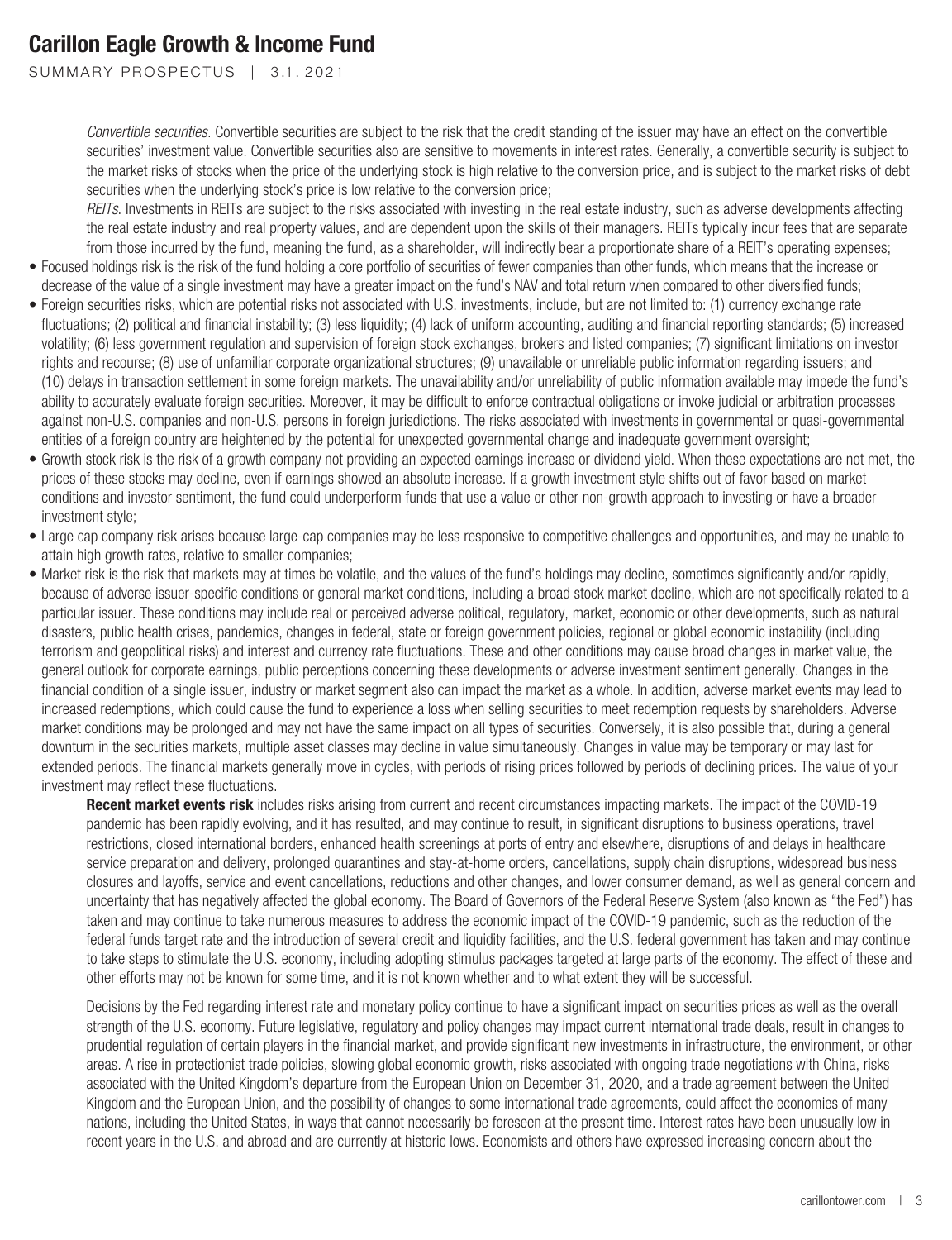*Convertible securities*. Convertible securities are subject to the risk that the credit standing of the issuer may have an effect on the convertible securities' investment value. Convertible securities also are sensitive to movements in interest rates. Generally, a convertible security is subject to the market risks of stocks when the price of the underlying stock is high relative to the conversion price, and is subject to the market risks of debt securities when the underlying stock's price is low relative to the conversion price;

*REITs*. Investments in REITs are subject to the risks associated with investing in the real estate industry, such as adverse developments affecting the real estate industry and real property values, and are dependent upon the skills of their managers. REITs typically incur fees that are separate from those incurred by the fund, meaning the fund, as a shareholder, will indirectly bear a proportionate share of a REIT's operating expenses;

- Focused holdings risk is the risk of the fund holding a core portfolio of securities of fewer companies than other funds, which means that the increase or decrease of the value of a single investment may have a greater impact on the fund's NAV and total return when compared to other diversified funds;
- Foreign securities risks, which are potential risks not associated with U.S. investments, include, but are not limited to: (1) currency exchange rate fluctuations; (2) political and financial instability; (3) less liquidity; (4) lack of uniform accounting, auditing and financial reporting standards; (5) increased volatility; (6) less government regulation and supervision of foreign stock exchanges, brokers and listed companies; (7) significant limitations on investor rights and recourse; (8) use of unfamiliar corporate organizational structures; (9) unavailable or unreliable public information regarding issuers; and (10) delays in transaction settlement in some foreign markets. The unavailability and/or unreliability of public information available may impede the fund's ability to accurately evaluate foreign securities. Moreover, it may be difficult to enforce contractual obligations or invoke judicial or arbitration processes against non-U.S. companies and non-U.S. persons in foreign jurisdictions. The risks associated with investments in governmental or quasi-governmental entities of a foreign country are heightened by the potential for unexpected governmental change and inadequate government oversight;
- Growth stock risk is the risk of a growth company not providing an expected earnings increase or dividend yield. When these expectations are not met, the prices of these stocks may decline, even if earnings showed an absolute increase. If a growth investment style shifts out of favor based on market conditions and investor sentiment, the fund could underperform funds that use a value or other non-growth approach to investing or have a broader investment style;
- Large cap company risk arises because large-cap companies may be less responsive to competitive challenges and opportunities, and may be unable to attain high growth rates, relative to smaller companies;
- Market risk is the risk that markets may at times be volatile, and the values of the fund's holdings may decline, sometimes significantly and/or rapidly, because of adverse issuer-specific conditions or general market conditions, including a broad stock market decline, which are not specifically related to a particular issuer. These conditions may include real or perceived adverse political, regulatory, market, economic or other developments, such as natural disasters, public health crises, pandemics, changes in federal, state or foreign government policies, regional or global economic instability (including terrorism and geopolitical risks) and interest and currency rate fluctuations. These and other conditions may cause broad changes in market value, the general outlook for corporate earnings, public perceptions concerning these developments or adverse investment sentiment generally. Changes in the financial condition of a single issuer, industry or market segment also can impact the market as a whole. In addition, adverse market events may lead to increased redemptions, which could cause the fund to experience a loss when selling securities to meet redemption requests by shareholders. Adverse market conditions may be prolonged and may not have the same impact on all types of securities. Conversely, it is also possible that, during a general downturn in the securities markets, multiple asset classes may decline in value simultaneously. Changes in value may be temporary or may last for extended periods. The financial markets generally move in cycles, with periods of rising prices followed by periods of declining prices. The value of your investment may reflect these fluctuations.

**Recent market events risk** includes risks arising from current and recent circumstances impacting markets. The impact of the COVID-19 pandemic has been rapidly evolving, and it has resulted, and may continue to result, in significant disruptions to business operations, travel restrictions, closed international borders, enhanced health screenings at ports of entry and elsewhere, disruptions of and delays in healthcare service preparation and delivery, prolonged quarantines and stay-at-home orders, cancellations, supply chain disruptions, widespread business closures and layoffs, service and event cancellations, reductions and other changes, and lower consumer demand, as well as general concern and uncertainty that has negatively affected the global economy. The Board of Governors of the Federal Reserve System (also known as "the Fed") has taken and may continue to take numerous measures to address the economic impact of the COVID-19 pandemic, such as the reduction of the federal funds target rate and the introduction of several credit and liquidity facilities, and the U.S. federal government has taken and may continue to take steps to stimulate the U.S. economy, including adopting stimulus packages targeted at large parts of the economy. The effect of these and other efforts may not be known for some time, and it is not known whether and to what extent they will be successful.

Decisions by the Fed regarding interest rate and monetary policy continue to have a significant impact on securities prices as well as the overall strength of the U.S. economy. Future legislative, regulatory and policy changes may impact current international trade deals, result in changes to prudential regulation of certain players in the financial market, and provide significant new investments in infrastructure, the environment, or other areas. A rise in protectionist trade policies, slowing global economic growth, risks associated with ongoing trade negotiations with China, risks associated with the United Kingdom's departure from the European Union on December 31, 2020, and a trade agreement between the United Kingdom and the European Union, and the possibility of changes to some international trade agreements, could affect the economies of many nations, including the United States, in ways that cannot necessarily be foreseen at the present time. Interest rates have been unusually low in recent years in the U.S. and abroad and are currently at historic lows. Economists and others have expressed increasing concern about the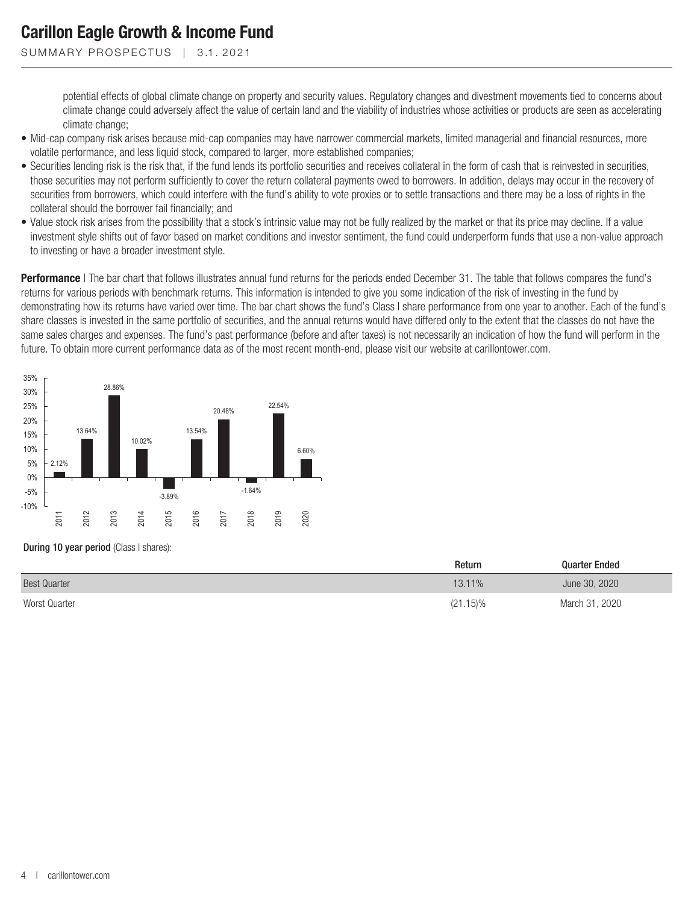potential effects of global climate change on property and security values. Regulatory changes and divestment movements tied to concerns about climate change could adversely affect the value of certain land and the viability of industries whose activities or products are seen as accelerating climate change;

- Mid-cap company risk arises because mid-cap companies may have narrower commercial markets, limited managerial and financial resources, more volatile performance, and less liquid stock, compared to larger, more established companies;
- Securities lending risk is the risk that, if the fund lends its portfolio securities and receives collateral in the form of cash that is reinvested in securities, those securities may not perform sufficiently to cover the return collateral payments owed to borrowers. In addition, delays may occur in the recovery of securities from borrowers, which could interfere with the fund's ability to vote proxies or to settle transactions and there may be a loss of rights in the collateral should the borrower fail financially; and
- Value stock risk arises from the possibility that a stock's intrinsic value may not be fully realized by the market or that its price may decline. If a value investment style shifts out of favor based on market conditions and investor sentiment, the fund could underperform funds that use a non-value approach to investing or have a broader investment style.

**Performance** | The bar chart that follows illustrates annual fund returns for the periods ended December 31. The table that follows compares the fund's returns for various periods with benchmark returns. This information is intended to give you some indication of the risk of investing in the fund by demonstrating how its returns have varied over time. The bar chart shows the fund's Class I share performance from one year to another. Each of the fund's share classes is invested in the same portfolio of securities, and the annual returns would have differed only to the extent that the classes do not have the same sales charges and expenses. The fund's past performance (before and after taxes) is not necessarily an indication of how the fund will perform in the future. To obtain more current performance data as of the most recent month-end, please visit our website at carillontower.com.

| Year | Annual Return |
|---|---|
| 2011 | 2.12% |
| 2012 | 13.64% |
| 2013 | 28.86% |
| 2014 | 10.02% |
| 2015 | -3.89% |
| 2016 | 13.54% |
| 2017 | 20.48% |
| 2018 | -1.64% |
| 2019 | 22.54% |
| 2020 | 6.60% |

**During 10 year period** (Class I shares):

| | Return | Quarter Ended |
|---|---|---|
| Best Quarter | 13.11% | June 30, 2020 |
| Worst Quarter | (21.15)% | March 31, 2020 |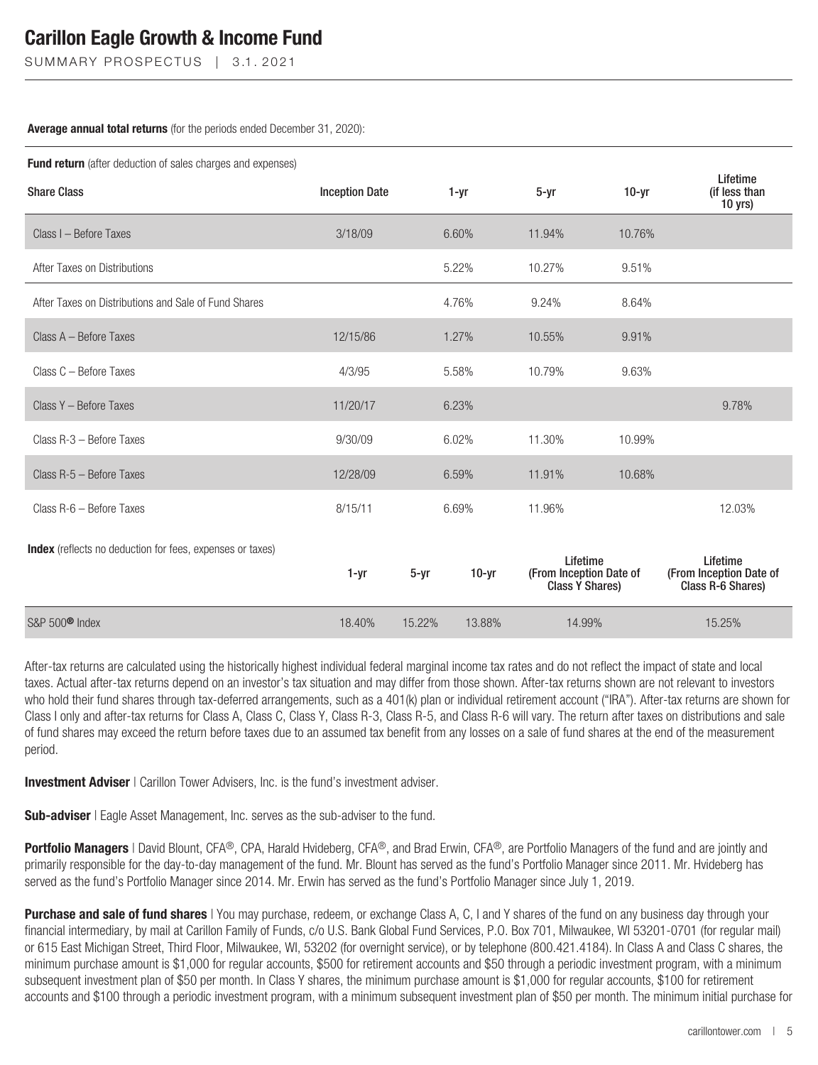**Average annual total returns** (for the periods ended December 31, 2020):

**Fund return** (after deduction of sales charges and expenses)

| Share Class | Inception Date | 1-yr | 5-yr | 10-yr | Lifetime (if less than 10 yrs) |
|---|---|---|---|---|---|
| Class I – Before Taxes | 3/18/09 | 6.60% | 11.94% | 10.76% | |
| After Taxes on Distributions | | 5.22% | 10.27% | 9.51% | |
| After Taxes on Distributions and Sale of Fund Shares | | 4.76% | 9.24% | 8.64% | |
| Class A – Before Taxes | 12/15/86 | 1.27% | 10.55% | 9.91% | |
| Class C – Before Taxes | 4/3/95 | 5.58% | 10.79% | 9.63% | |
| Class Y – Before Taxes | 11/20/17 | 6.23% | | | 9.78% |
| Class R-3 – Before Taxes | 9/30/09 | 6.02% | 11.30% | 10.99% | |
| Class R-5 – Before Taxes | 12/28/09 | 6.59% | 11.91% | 10.68% | |
| Class R-6 – Before Taxes | 8/15/11 | 6.69% | 11.96% | | 12.03% |

**Index** (reflects no deduction for fees, expenses or taxes)

| | 1-yr | 5-yr | 10-yr | Lifetime (From Inception Date of Class Y Shares) | Lifetime (From Inception Date of Class R-6 Shares) |
|---|---|---|---|---|---|
| S&P 500® Index | 18.40% | 15.22% | 13.88% | 14.99% | 15.25% |

After-tax returns are calculated using the historically highest individual federal marginal income tax rates and do not reflect the impact of state and local taxes. Actual after-tax returns depend on an investor's tax situation and may differ from those shown. After-tax returns shown are not relevant to investors who hold their fund shares through tax-deferred arrangements, such as a 401(k) plan or individual retirement account ("IRA"). After-tax returns are shown for Class I only and after-tax returns for Class A, Class C, Class Y, Class R-3, Class R-5, and Class R-6 will vary. The return after taxes on distributions and sale of fund shares may exceed the return before taxes due to an assumed tax benefit from any losses on a sale of fund shares at the end of the measurement period.

**Investment Adviser** | Carillon Tower Advisers, Inc. is the fund's investment adviser.

**Sub-adviser** | Eagle Asset Management, Inc. serves as the sub-adviser to the fund.

**Portfolio Managers** | David Blount, CFA®, CPA, Harald Hvideberg, CFA®, and Brad Erwin, CFA®, are Portfolio Managers of the fund and are jointly and primarily responsible for the day-to-day management of the fund. Mr. Blount has served as the fund's Portfolio Manager since 2011. Mr. Hvideberg has served as the fund's Portfolio Manager since 2014. Mr. Erwin has served as the fund's Portfolio Manager since July 1, 2019.

**Purchase and sale of fund shares** | You may purchase, redeem, or exchange Class A, C, I and Y shares of the fund on any business day through your financial intermediary, by mail at Carillon Family of Funds, c/o U.S. Bank Global Fund Services, P.O. Box 701, Milwaukee, WI 53201-0701 (for regular mail) or 615 East Michigan Street, Third Floor, Milwaukee, WI, 53202 (for overnight service), or by telephone (800.421.4184). In Class A and Class C shares, the minimum purchase amount is $1,000 for regular accounts, $500 for retirement accounts and $50 through a periodic investment program, with a minimum subsequent investment plan of $50 per month. In Class Y shares, the minimum purchase amount is $1,000 for regular accounts, $100 for retirement accounts and $100 through a periodic investment program, with a minimum subsequent investment plan of $50 per month. The minimum initial purchase for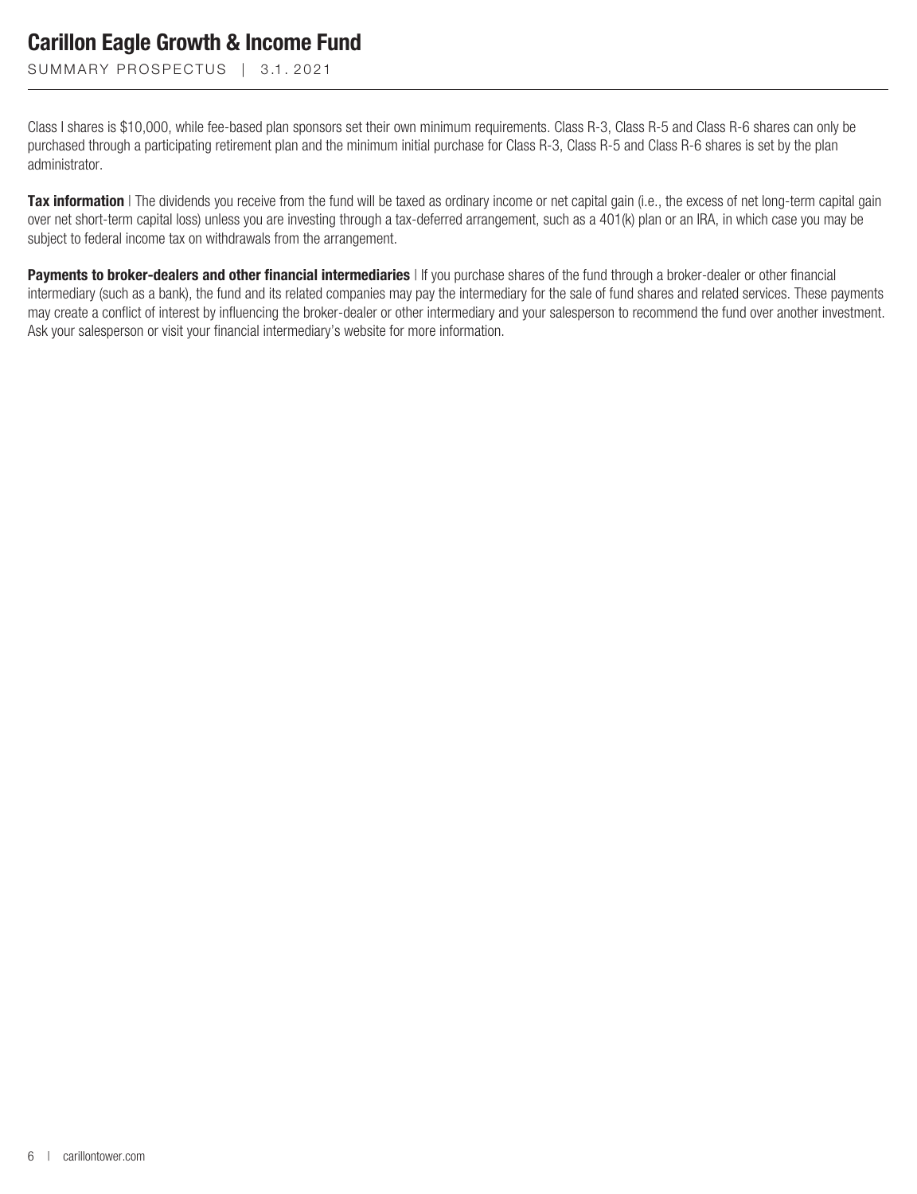Class I shares is $10,000, while fee-based plan sponsors set their own minimum requirements. Class R-3, Class R-5 and Class R-6 shares can only be purchased through a participating retirement plan and the minimum initial purchase for Class R-3, Class R-5 and Class R-6 shares is set by the plan administrator.

**Tax information** | The dividends you receive from the fund will be taxed as ordinary income or net capital gain (i.e., the excess of net long-term capital gain over net short-term capital loss) unless you are investing through a tax-deferred arrangement, such as a 401(k) plan or an IRA, in which case you may be subject to federal income tax on withdrawals from the arrangement.

**Payments to broker-dealers and other financial intermediaries** | If you purchase shares of the fund through a broker-dealer or other financial intermediary (such as a bank), the fund and its related companies may pay the intermediary for the sale of fund shares and related services. These payments may create a conflict of interest by influencing the broker-dealer or other intermediary and your salesperson to recommend the fund over another investment. Ask your salesperson or visit your financial intermediary's website for more information.